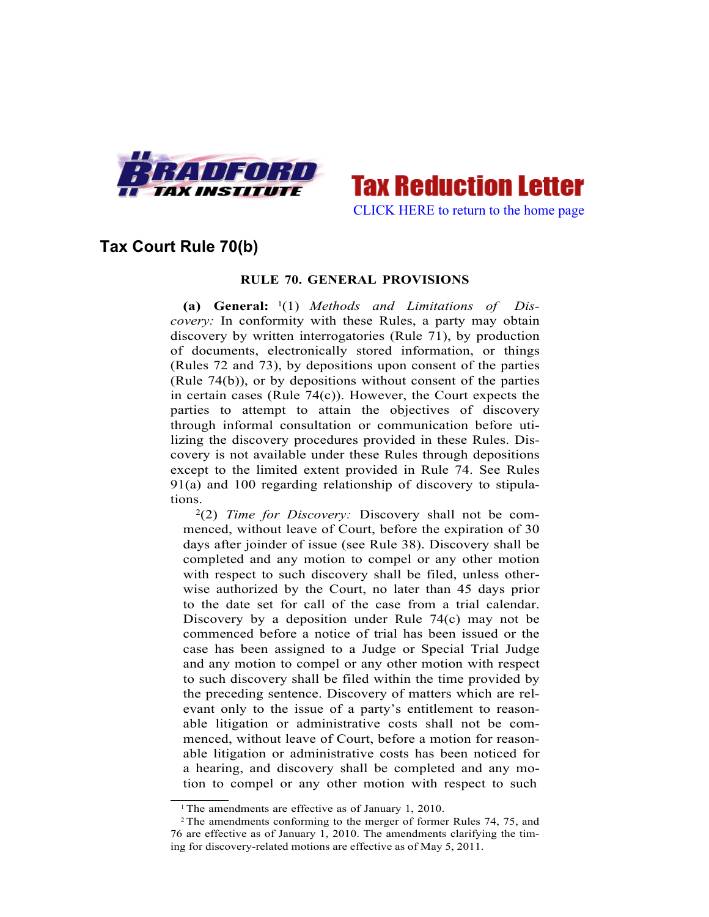Tax Reduction Letter

CLICK HERE to return to the home page

## Tax Court Rule 70(b)

### RULE 70. GENERAL PROVISIONS

**(a) General:** [1](1) *Methods and Limitations of Discovery:* In conformity with these Rules, a party may obtain discovery by written interrogatories (Rule 71), by production of documents, electronically stored information, or things (Rules 72 and 73), by depositions upon consent of the parties (Rule 74(b)), or by depositions without consent of the parties in certain cases (Rule 74(c)). However, the Court expects the parties to attempt to attain the objectives of discovery through informal consultation or communication before utilizing the discovery procedures provided in these Rules. Discovery is not available under these Rules through depositions except to the limited extent provided in Rule 74. See Rules 91(a) and 100 regarding relationship of discovery to stipulations.

[2](2) *Time for Discovery:* Discovery shall not be commenced, without leave of Court, before the expiration of 30 days after joinder of issue (see Rule 38). Discovery shall be completed and any motion to compel or any other motion with respect to such discovery shall be filed, unless otherwise authorized by the Court, no later than 45 days prior to the date set for call of the case from a trial calendar. Discovery by a deposition under Rule 74(c) may not be commenced before a notice of trial has been issued or the case has been assigned to a Judge or Special Trial Judge and any motion to compel or any other motion with respect to such discovery shall be filed within the time provided by the preceding sentence. Discovery of matters which are relevant only to the issue of a party's entitlement to reasonable litigation or administrative costs shall not be commenced, without leave of Court, before a motion for reasonable litigation or administrative costs has been noticed for a hearing, and discovery shall be completed and any motion to compel or any other motion with respect to such

[1] The amendments are effective as of January 1, 2010.

[2] The amendments conforming to the merger of former Rules 74, 75, and 76 are effective as of January 1, 2010. The amendments clarifying the timing for discovery-related motions are effective as of May 5, 2011.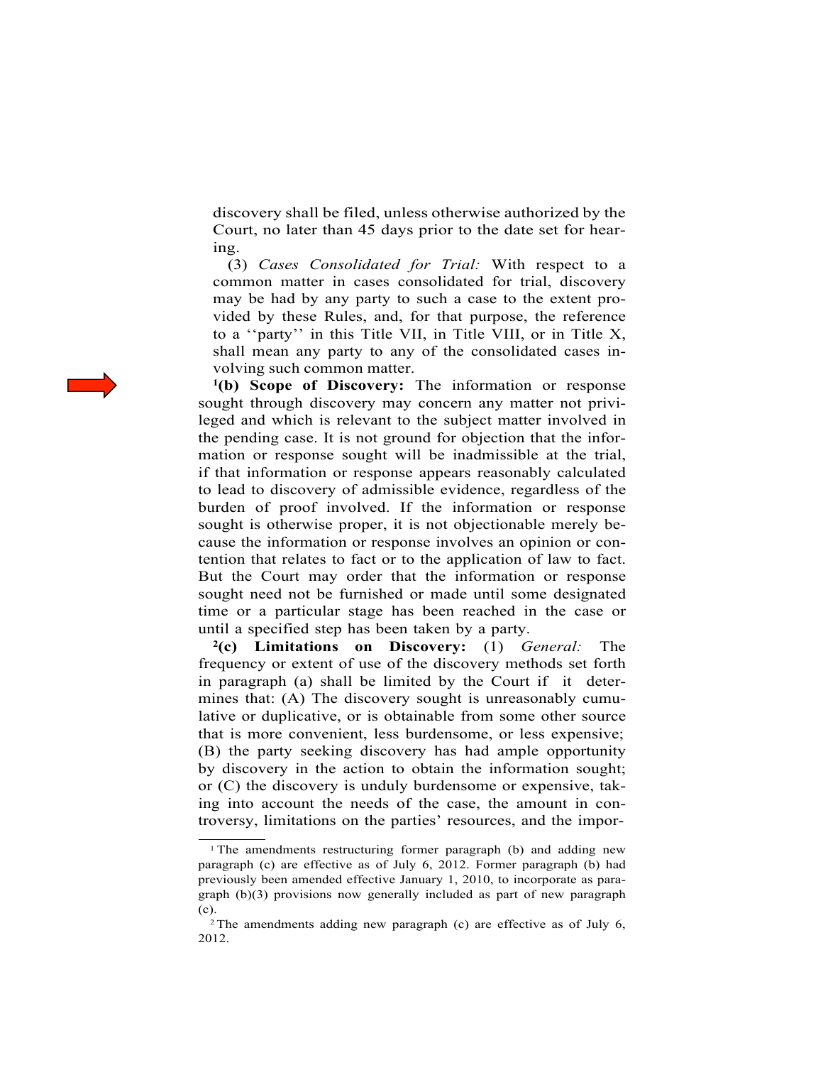discovery shall be filed, unless otherwise authorized by the Court, no later than 45 days prior to the date set for hearing.

(3) *Cases Consolidated for Trial:* With respect to a common matter in cases consolidated for trial, discovery may be had by any party to such a case to the extent provided by these Rules, and, for that purpose, the reference to a ''party'' in this Title VII, in Title VIII, or in Title X, shall mean any party to any of the consolidated cases involving such common matter.

[1]**(b) Scope of Discovery:** The information or response sought through discovery may concern any matter not privileged and which is relevant to the subject matter involved in the pending case. It is not ground for objection that the information or response sought will be inadmissible at the trial, if that information or response appears reasonably calculated to lead to discovery of admissible evidence, regardless of the burden of proof involved. If the information or response sought is otherwise proper, it is not objectionable merely because the information or response involves an opinion or contention that relates to fact or to the application of law to fact. But the Court may order that the information or response sought need not be furnished or made until some designated time or a particular stage has been reached in the case or until a specified step has been taken by a party.

[2]**(c) Limitations on Discovery:** (1) *General:* The frequency or extent of use of the discovery methods set forth in paragraph (a) shall be limited by the Court if it determines that: (A) The discovery sought is unreasonably cumulative or duplicative, or is obtainable from some other source that is more convenient, less burdensome, or less expensive; (B) the party seeking discovery has had ample opportunity by discovery in the action to obtain the information sought; or (C) the discovery is unduly burdensome or expensive, taking into account the needs of the case, the amount in controversy, limitations on the parties' resources, and the impor-

---

[1] The amendments restructuring former paragraph (b) and adding new paragraph (c) are effective as of July 6, 2012. Former paragraph (b) had previously been amended effective January 1, 2010, to incorporate as paragraph (b)(3) provisions now generally included as part of new paragraph (c).

[2] The amendments adding new paragraph (c) are effective as of July 6, 2012.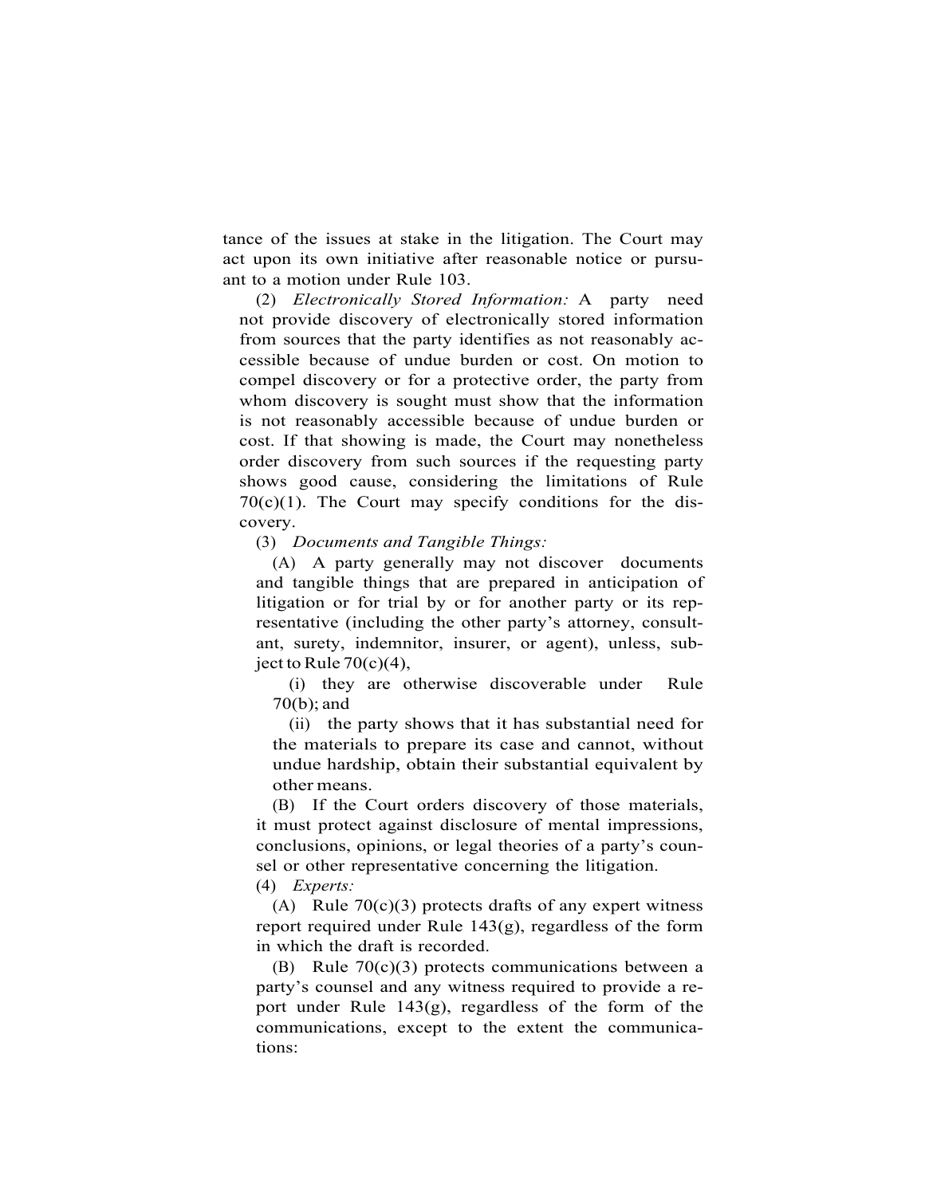tance of the issues at stake in the litigation. The Court may act upon its own initiative after reasonable notice or pursuant to a motion under Rule 103.

(2) *Electronically Stored Information:* A party need not provide discovery of electronically stored information from sources that the party identifies as not reasonably accessible because of undue burden or cost. On motion to compel discovery or for a protective order, the party from whom discovery is sought must show that the information is not reasonably accessible because of undue burden or cost. If that showing is made, the Court may nonetheless order discovery from such sources if the requesting party shows good cause, considering the limitations of Rule 70(c)(1). The Court may specify conditions for the discovery.

(3) *Documents and Tangible Things:*

(A) A party generally may not discover documents and tangible things that are prepared in anticipation of litigation or for trial by or for another party or its representative (including the other party's attorney, consultant, surety, indemnitor, insurer, or agent), unless, subject to Rule 70(c)(4),

(i) they are otherwise discoverable under Rule 70(b); and

(ii) the party shows that it has substantial need for the materials to prepare its case and cannot, without undue hardship, obtain their substantial equivalent by other means.

(B) If the Court orders discovery of those materials, it must protect against disclosure of mental impressions, conclusions, opinions, or legal theories of a party's counsel or other representative concerning the litigation.

(4) *Experts:*

(A) Rule 70(c)(3) protects drafts of any expert witness report required under Rule 143(g), regardless of the form in which the draft is recorded.

(B) Rule 70(c)(3) protects communications between a party's counsel and any witness required to provide a report under Rule 143(g), regardless of the form of the communications, except to the extent the communications: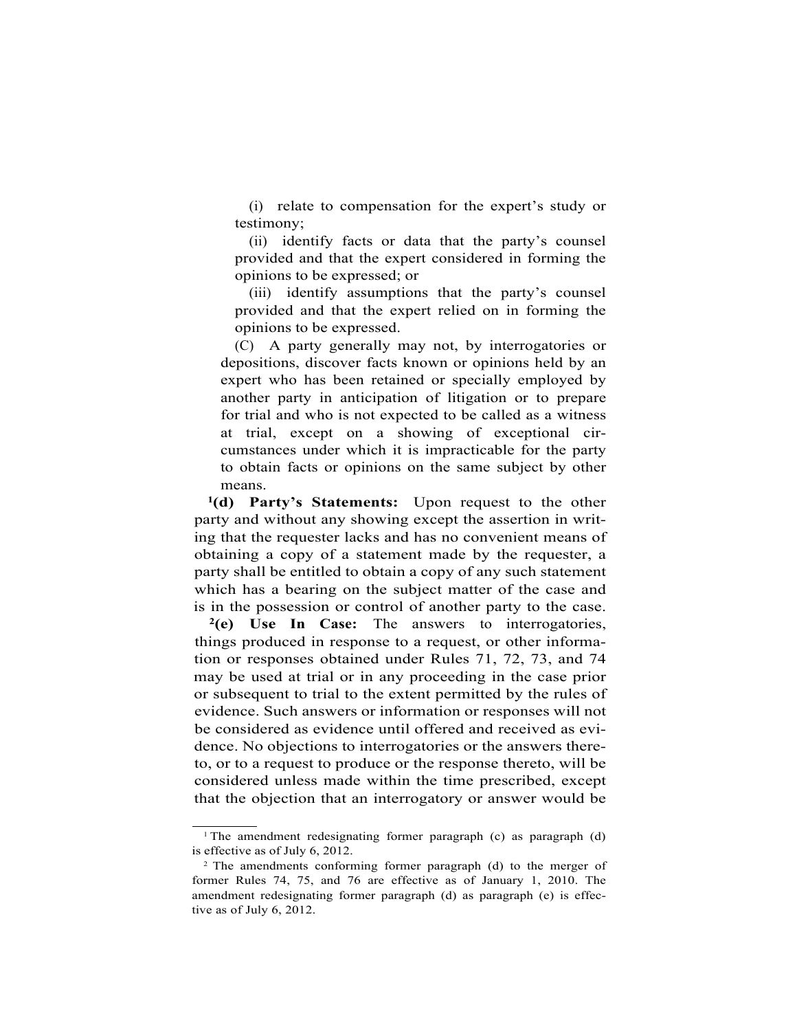(i) relate to compensation for the expert's study or testimony;

(ii) identify facts or data that the party's counsel provided and that the expert considered in forming the opinions to be expressed; or

(iii) identify assumptions that the party's counsel provided and that the expert relied on in forming the opinions to be expressed.

(C) A party generally may not, by interrogatories or depositions, discover facts known or opinions held by an expert who has been retained or specially employed by another party in anticipation of litigation or to prepare for trial and who is not expected to be called as a witness at trial, except on a showing of exceptional circumstances under which it is impracticable for the party to obtain facts or opinions on the same subject by other means.

[1]**(d) Party's Statements:** Upon request to the other party and without any showing except the assertion in writing that the requester lacks and has no convenient means of obtaining a copy of a statement made by the requester, a party shall be entitled to obtain a copy of any such statement which has a bearing on the subject matter of the case and is in the possession or control of another party to the case.

[2]**(e) Use In Case:** The answers to interrogatories, things produced in response to a request, or other information or responses obtained under Rules 71, 72, 73, and 74 may be used at trial or in any proceeding in the case prior or subsequent to trial to the extent permitted by the rules of evidence. Such answers or information or responses will not be considered as evidence until offered and received as evidence. No objections to interrogatories or the answers thereto, or to a request to produce or the response thereto, will be considered unless made within the time prescribed, except that the objection that an interrogatory or answer would be

---

[1] The amendment redesignating former paragraph (c) as paragraph (d) is effective as of July 6, 2012.

[2] The amendments conforming former paragraph (d) to the merger of former Rules 74, 75, and 76 are effective as of January 1, 2010. The amendment redesignating former paragraph (d) as paragraph (e) is effective as of July 6, 2012.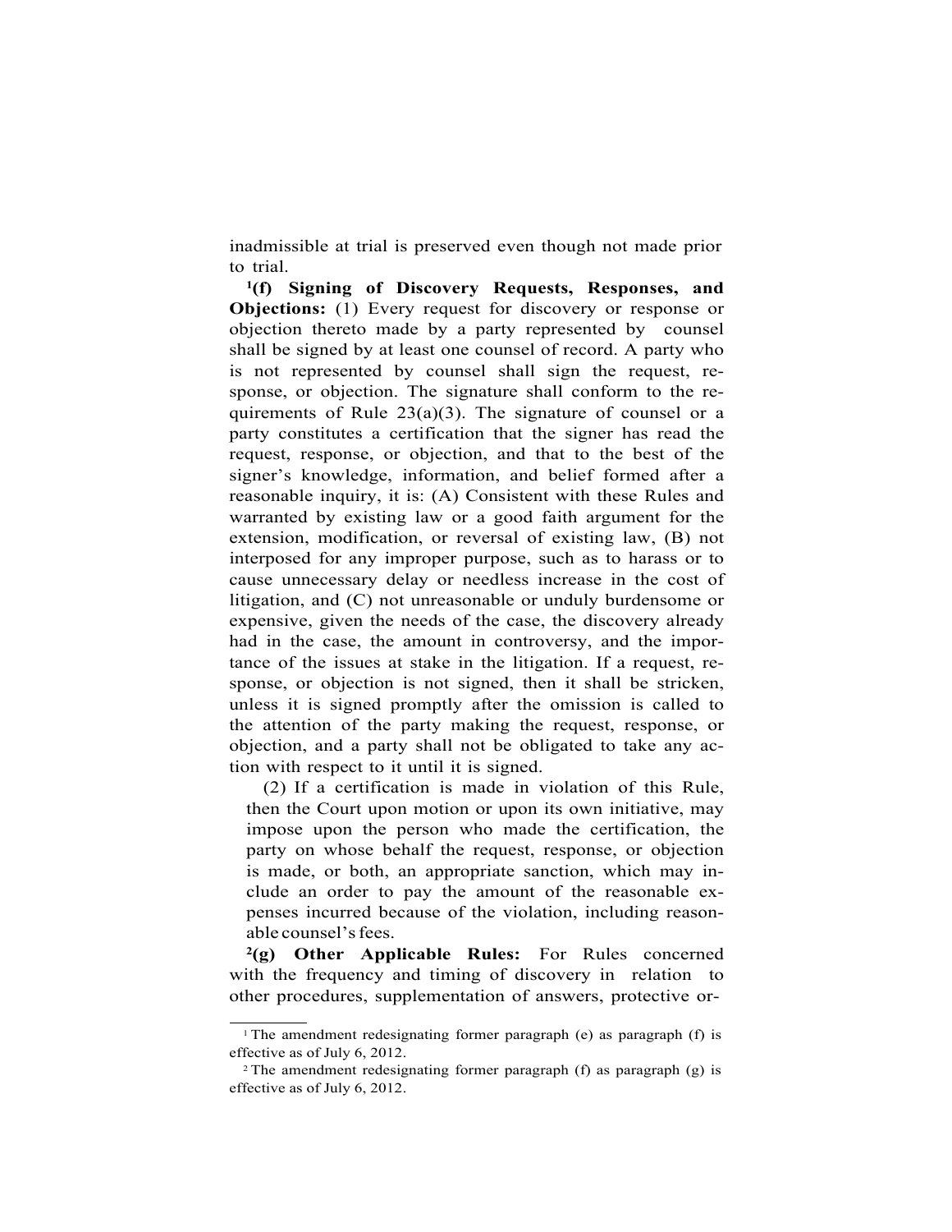inadmissible at trial is preserved even though not made prior to trial.

[1]**(f) Signing of Discovery Requests, Responses, and Objections:** (1) Every request for discovery or response or objection thereto made by a party represented by counsel shall be signed by at least one counsel of record. A party who is not represented by counsel shall sign the request, response, or objection. The signature shall conform to the requirements of Rule 23(a)(3). The signature of counsel or a party constitutes a certification that the signer has read the request, response, or objection, and that to the best of the signer's knowledge, information, and belief formed after a reasonable inquiry, it is: (A) Consistent with these Rules and warranted by existing law or a good faith argument for the extension, modification, or reversal of existing law, (B) not interposed for any improper purpose, such as to harass or to cause unnecessary delay or needless increase in the cost of litigation, and (C) not unreasonable or unduly burdensome or expensive, given the needs of the case, the discovery already had in the case, the amount in controversy, and the importance of the issues at stake in the litigation. If a request, response, or objection is not signed, then it shall be stricken, unless it is signed promptly after the omission is called to the attention of the party making the request, response, or objection, and a party shall not be obligated to take any action with respect to it until it is signed.

(2) If a certification is made in violation of this Rule, then the Court upon motion or upon its own initiative, may impose upon the person who made the certification, the party on whose behalf the request, response, or objection is made, or both, an appropriate sanction, which may include an order to pay the amount of the reasonable expenses incurred because of the violation, including reasonable counsel's fees.

[2]**(g) Other Applicable Rules:** For Rules concerned with the frequency and timing of discovery in relation to other procedures, supplementation of answers, protective or-

---

[1] The amendment redesignating former paragraph (e) as paragraph (f) is effective as of July 6, 2012.

[2] The amendment redesignating former paragraph (f) as paragraph (g) is effective as of July 6, 2012.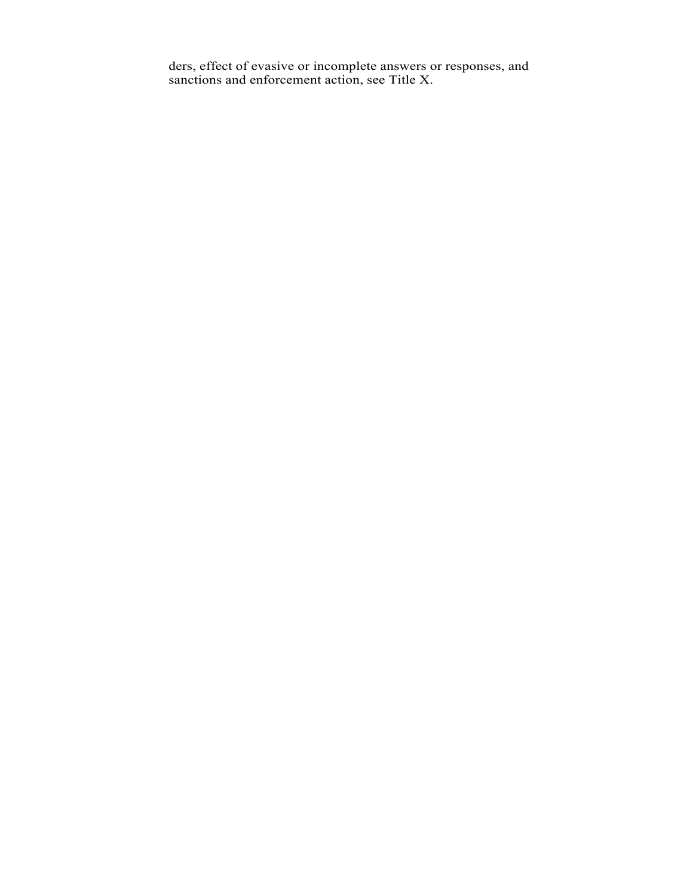ders, effect of evasive or incomplete answers or responses, and sanctions and enforcement action, see Title X.